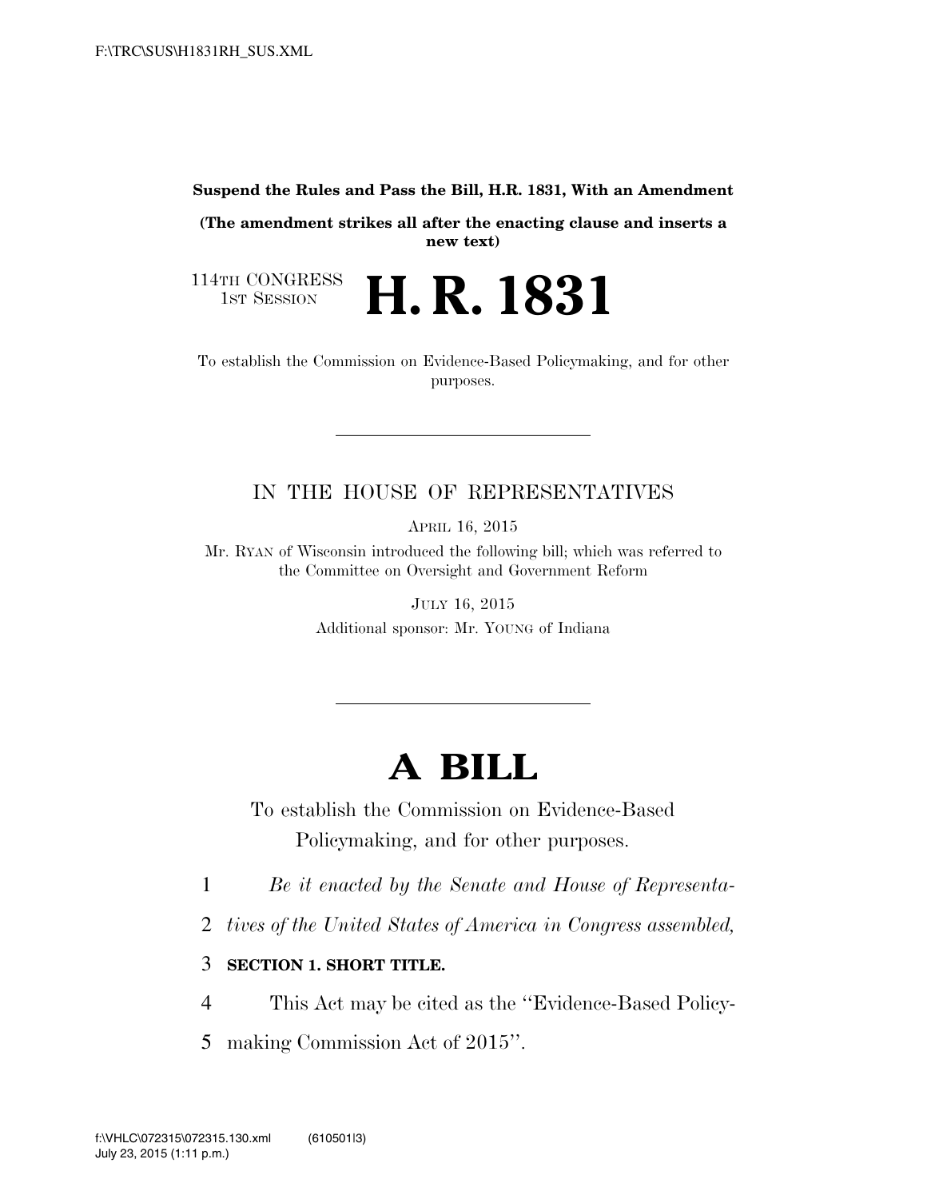**Suspend the Rules and Pass the Bill, H.R. 1831, With an Amendment**

**(The amendment strikes all after the enacting clause and inserts a new text)**

114TH CONGRESS
1ST SESSION

# H. R. 1831

To establish the Commission on Evidence-Based Policymaking, and for other purposes.

IN THE HOUSE OF REPRESENTATIVES

APRIL 16, 2015

Mr. RYAN of Wisconsin introduced the following bill; which was referred to the Committee on Oversight and Government Reform

JULY 16, 2015

Additional sponsor: Mr. YOUNG of Indiana

# A BILL

To establish the Commission on Evidence-Based Policymaking, and for other purposes.

1 *Be it enacted by the Senate and House of Representa-*

2 *tives of the United States of America in Congress assembled,*

3 **SECTION 1. SHORT TITLE.**

4 This Act may be cited as the ''Evidence-Based Policy-

5 making Commission Act of 2015''.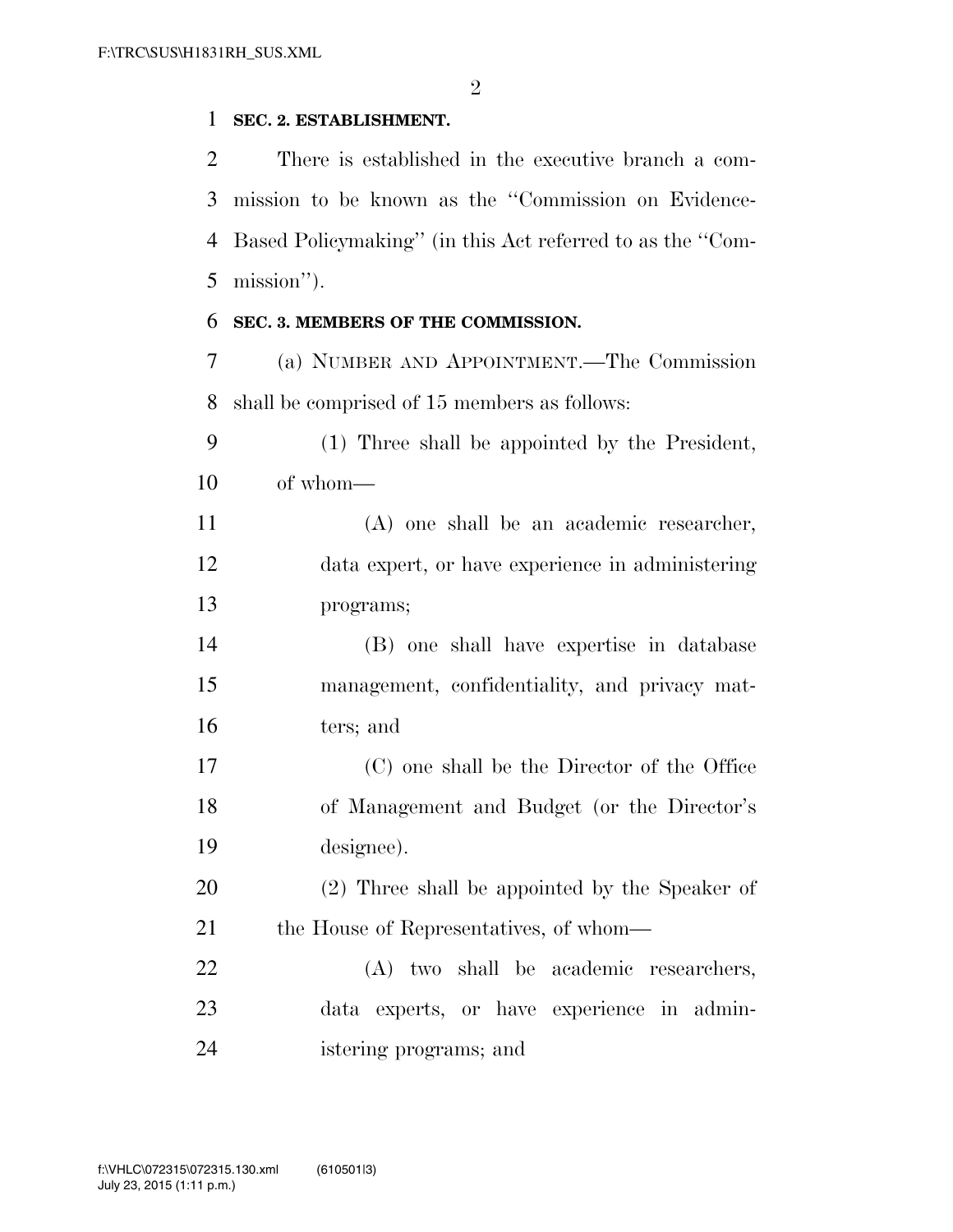**SEC. 2. ESTABLISHMENT.**

There is established in the executive branch a commission to be known as the "Commission on Evidence-Based Policymaking" (in this Act referred to as the "Commission").

**SEC. 3. MEMBERS OF THE COMMISSION.**

(a) NUMBER AND APPOINTMENT.—The Commission shall be comprised of 15 members as follows:

(1) Three shall be appointed by the President, of whom—

(A) one shall be an academic researcher, data expert, or have experience in administering programs;

(B) one shall have expertise in database management, confidentiality, and privacy matters; and

(C) one shall be the Director of the Office of Management and Budget (or the Director's designee).

(2) Three shall be appointed by the Speaker of the House of Representatives, of whom—

(A) two shall be academic researchers, data experts, or have experience in administering programs; and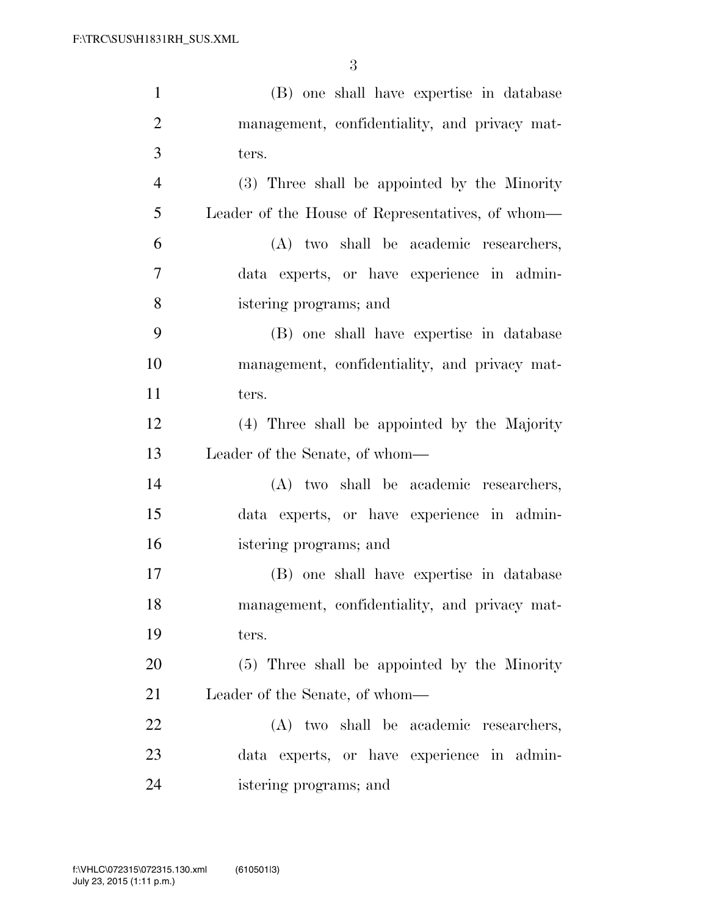(B) one shall have expertise in database management, confidentiality, and privacy matters.

(3) Three shall be appointed by the Minority Leader of the House of Representatives, of whom—

(A) two shall be academic researchers, data experts, or have experience in administering programs; and

(B) one shall have expertise in database management, confidentiality, and privacy matters.

(4) Three shall be appointed by the Majority Leader of the Senate, of whom—

(A) two shall be academic researchers, data experts, or have experience in administering programs; and

(B) one shall have expertise in database management, confidentiality, and privacy matters.

(5) Three shall be appointed by the Minority Leader of the Senate, of whom—

(A) two shall be academic researchers, data experts, or have experience in administering programs; and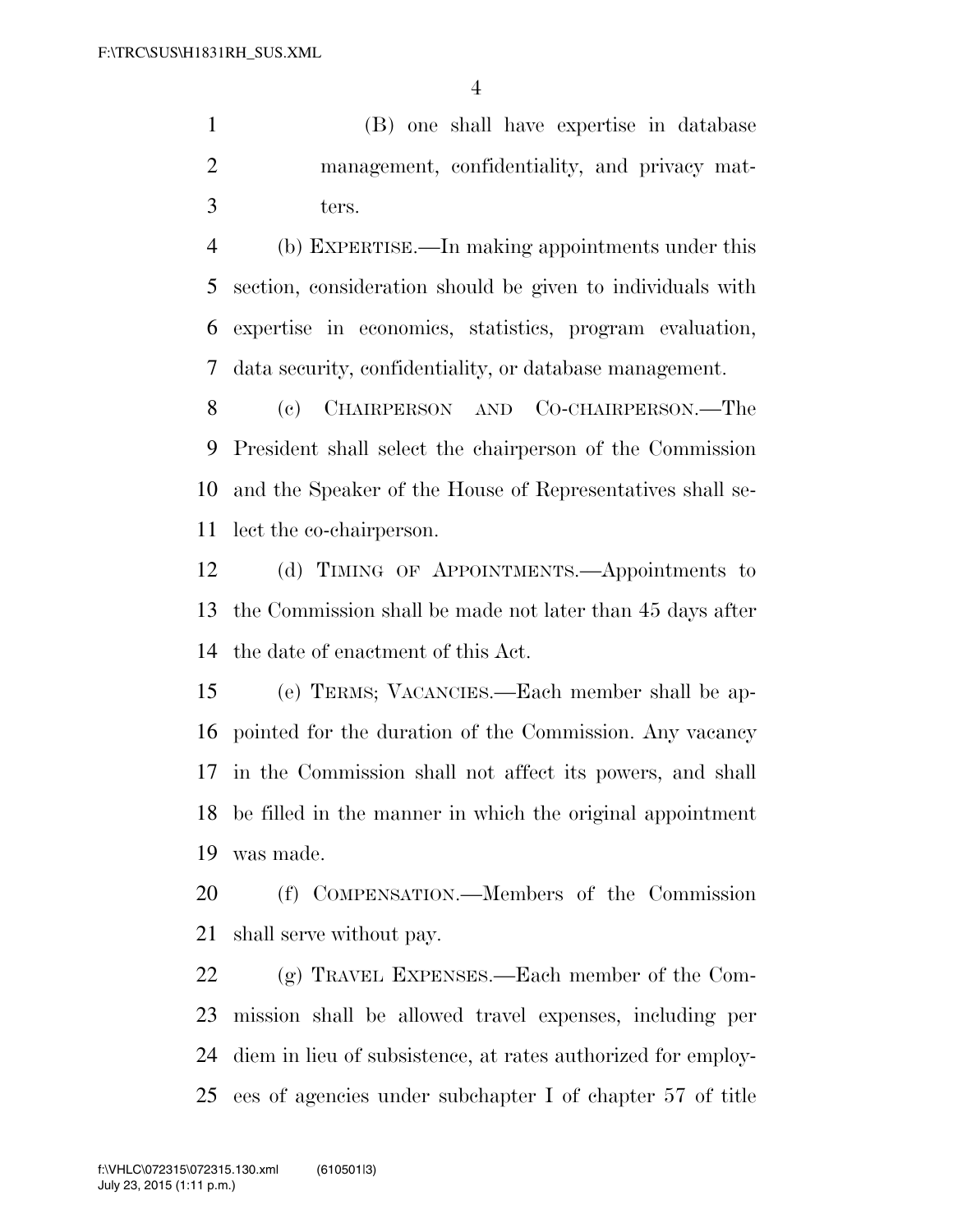(B) one shall have expertise in database management, confidentiality, and privacy matters.

(b) EXPERTISE.—In making appointments under this section, consideration should be given to individuals with expertise in economics, statistics, program evaluation, data security, confidentiality, or database management.

(c) CHAIRPERSON AND CO-CHAIRPERSON.—The President shall select the chairperson of the Commission and the Speaker of the House of Representatives shall select the co-chairperson.

(d) TIMING OF APPOINTMENTS.—Appointments to the Commission shall be made not later than 45 days after the date of enactment of this Act.

(e) TERMS; VACANCIES.—Each member shall be appointed for the duration of the Commission. Any vacancy in the Commission shall not affect its powers, and shall be filled in the manner in which the original appointment was made.

(f) COMPENSATION.—Members of the Commission shall serve without pay.

(g) TRAVEL EXPENSES.—Each member of the Commission shall be allowed travel expenses, including per diem in lieu of subsistence, at rates authorized for employees of agencies under subchapter I of chapter 57 of title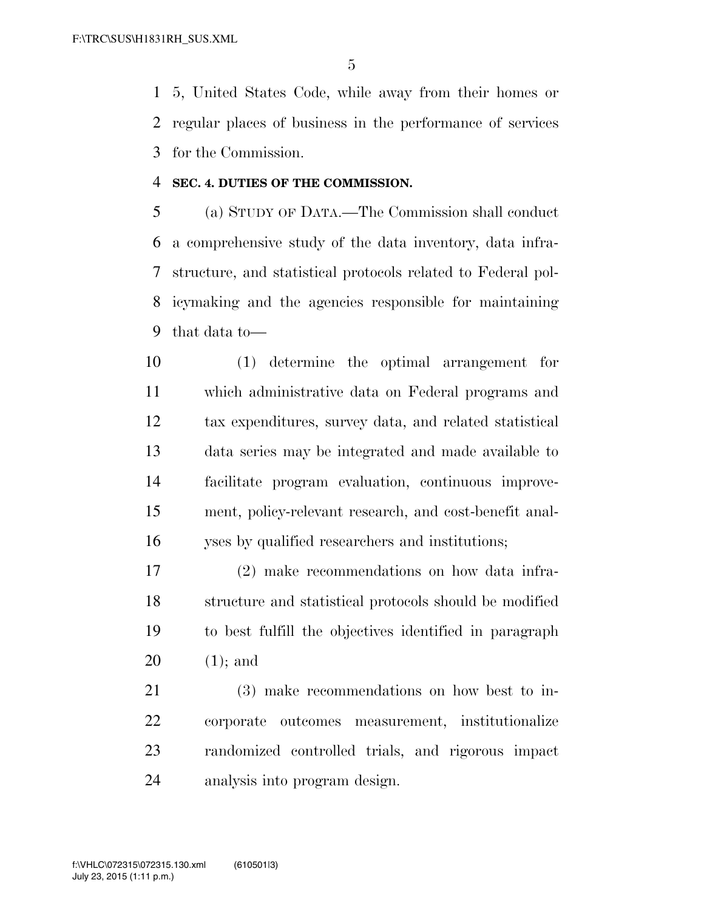5, United States Code, while away from their homes or regular places of business in the performance of services for the Commission.

**SEC. 4. DUTIES OF THE COMMISSION.**

(a) STUDY OF DATA.—The Commission shall conduct a comprehensive study of the data inventory, data infrastructure, and statistical protocols related to Federal policymaking and the agencies responsible for maintaining that data to—

(1) determine the optimal arrangement for which administrative data on Federal programs and tax expenditures, survey data, and related statistical data series may be integrated and made available to facilitate program evaluation, continuous improvement, policy-relevant research, and cost-benefit analyses by qualified researchers and institutions;

(2) make recommendations on how data infrastructure and statistical protocols should be modified to best fulfill the objectives identified in paragraph (1); and

(3) make recommendations on how best to incorporate outcomes measurement, institutionalize randomized controlled trials, and rigorous impact analysis into program design.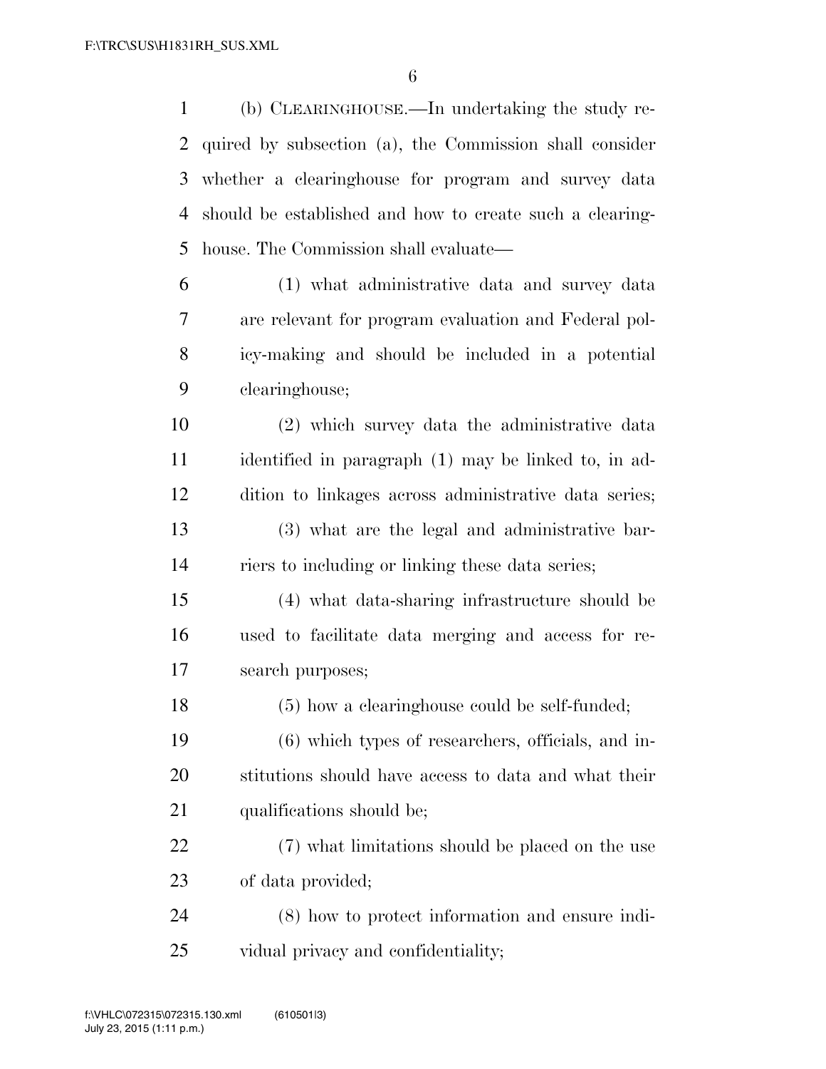(b) CLEARINGHOUSE.—In undertaking the study required by subsection (a), the Commission shall consider whether a clearinghouse for program and survey data should be established and how to create such a clearinghouse. The Commission shall evaluate—

(1) what administrative data and survey data are relevant for program evaluation and Federal policy-making and should be included in a potential clearinghouse;

(2) which survey data the administrative data identified in paragraph (1) may be linked to, in addition to linkages across administrative data series;

(3) what are the legal and administrative barriers to including or linking these data series;

(4) what data-sharing infrastructure should be used to facilitate data merging and access for research purposes;

(5) how a clearinghouse could be self-funded;

(6) which types of researchers, officials, and institutions should have access to data and what their qualifications should be;

(7) what limitations should be placed on the use of data provided;

(8) how to protect information and ensure individual privacy and confidentiality;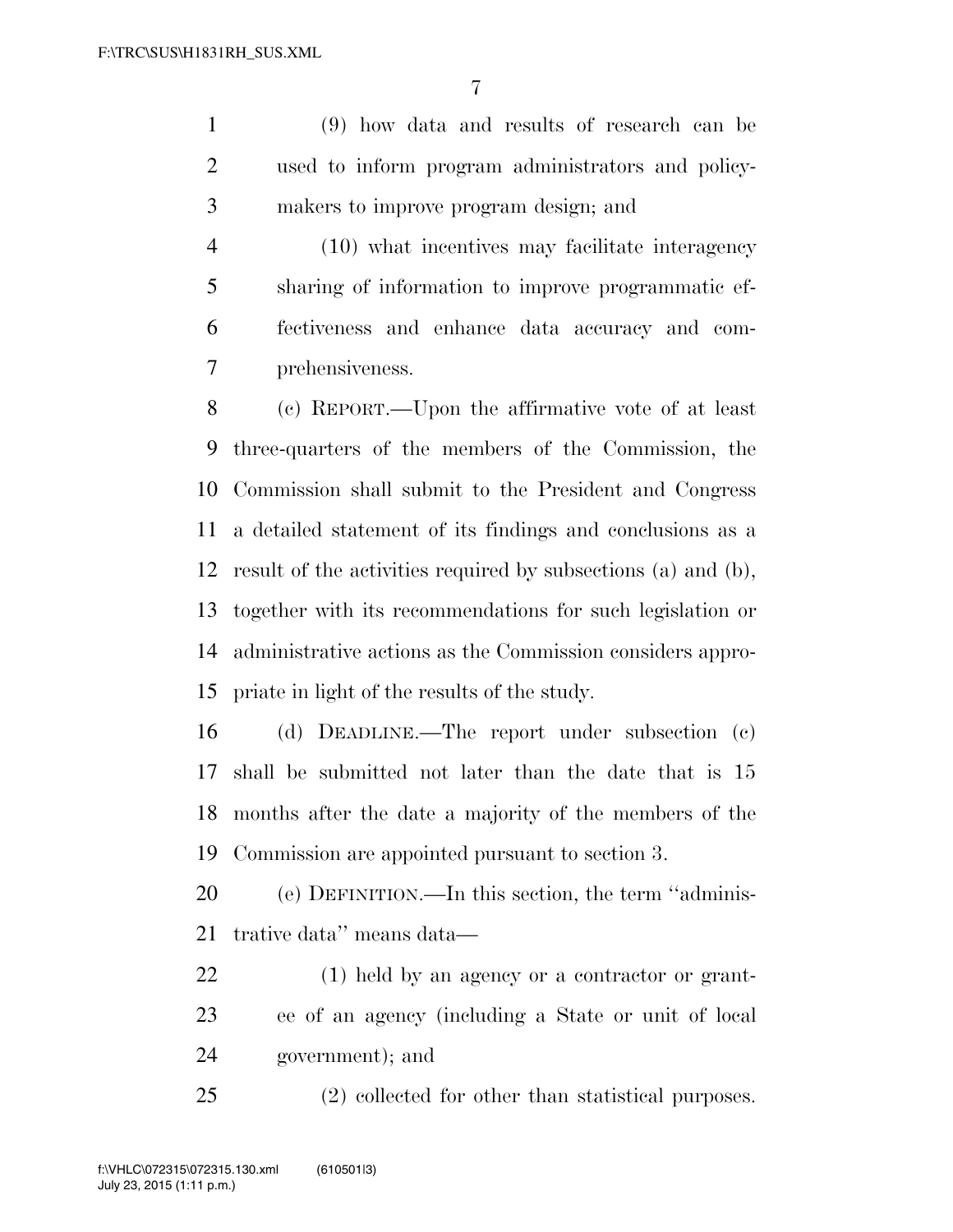(9) how data and results of research can be used to inform program administrators and policymakers to improve program design; and

(10) what incentives may facilitate interagency sharing of information to improve programmatic effectiveness and enhance data accuracy and comprehensiveness.

(c) REPORT.—Upon the affirmative vote of at least three-quarters of the members of the Commission, the Commission shall submit to the President and Congress a detailed statement of its findings and conclusions as a result of the activities required by subsections (a) and (b), together with its recommendations for such legislation or administrative actions as the Commission considers appropriate in light of the results of the study.

(d) DEADLINE.—The report under subsection (c) shall be submitted not later than the date that is 15 months after the date a majority of the members of the Commission are appointed pursuant to section 3.

(e) DEFINITION.—In this section, the term ''administrative data'' means data—

(1) held by an agency or a contractor or grantee of an agency (including a State or unit of local government); and

(2) collected for other than statistical purposes.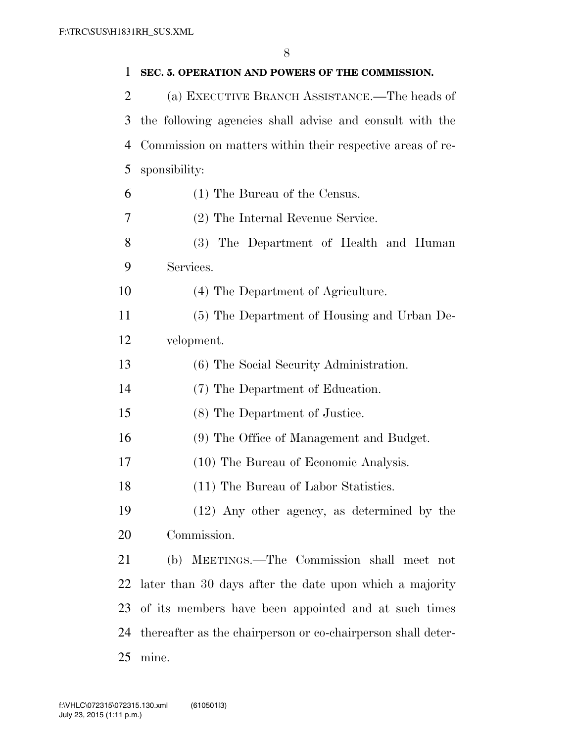**SEC. 5. OPERATION AND POWERS OF THE COMMISSION.**

(a) EXECUTIVE BRANCH ASSISTANCE.—The heads of the following agencies shall advise and consult with the Commission on matters within their respective areas of responsibility:

(1) The Bureau of the Census.

(2) The Internal Revenue Service.

(3) The Department of Health and Human Services.

(4) The Department of Agriculture.

(5) The Department of Housing and Urban Development.

(6) The Social Security Administration.

(7) The Department of Education.

(8) The Department of Justice.

(9) The Office of Management and Budget.

(10) The Bureau of Economic Analysis.

(11) The Bureau of Labor Statistics.

(12) Any other agency, as determined by the Commission.

(b) MEETINGS.—The Commission shall meet not later than 30 days after the date upon which a majority of its members have been appointed and at such times thereafter as the chairperson or co-chairperson shall determine.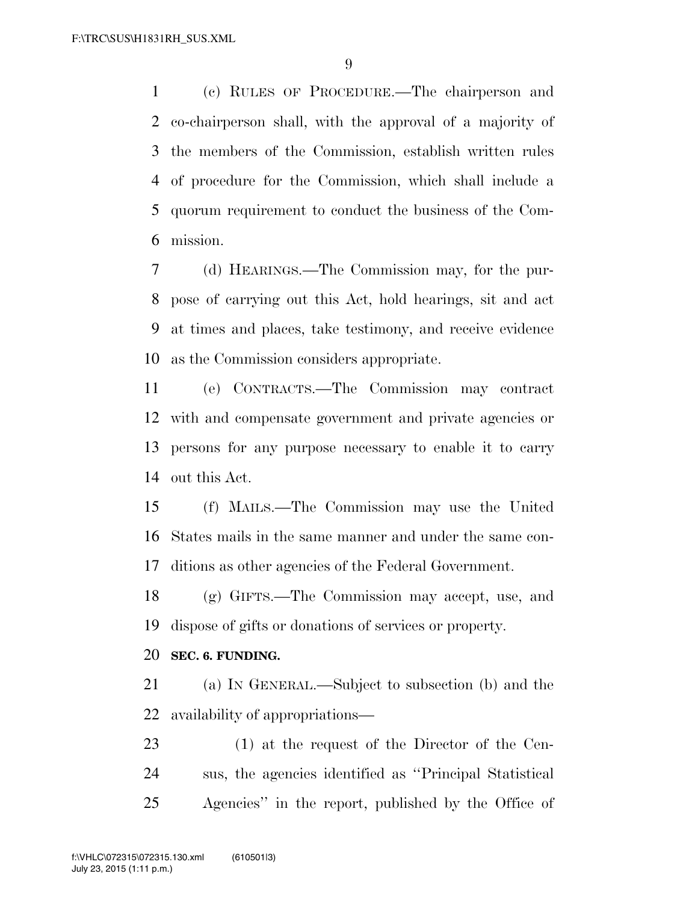(c) RULES OF PROCEDURE.—The chairperson and co-chairperson shall, with the approval of a majority of the members of the Commission, establish written rules of procedure for the Commission, which shall include a quorum requirement to conduct the business of the Commission.

(d) HEARINGS.—The Commission may, for the purpose of carrying out this Act, hold hearings, sit and act at times and places, take testimony, and receive evidence as the Commission considers appropriate.

(e) CONTRACTS.—The Commission may contract with and compensate government and private agencies or persons for any purpose necessary to enable it to carry out this Act.

(f) MAILS.—The Commission may use the United States mails in the same manner and under the same conditions as other agencies of the Federal Government.

(g) GIFTS.—The Commission may accept, use, and dispose of gifts or donations of services or property.

**SEC. 6. FUNDING.**

(a) IN GENERAL.—Subject to subsection (b) and the availability of appropriations—

(1) at the request of the Director of the Census, the agencies identified as ''Principal Statistical Agencies'' in the report, published by the Office of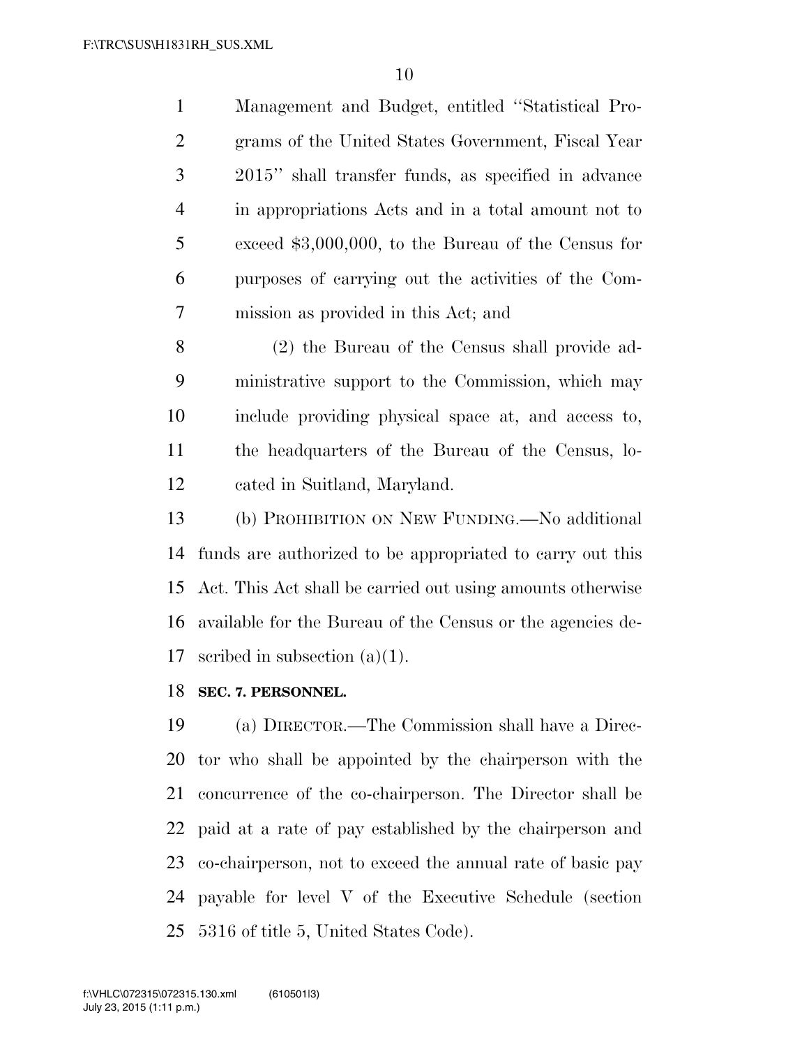Management and Budget, entitled "Statistical Programs of the United States Government, Fiscal Year 2015" shall transfer funds, as specified in advance in appropriations Acts and in a total amount not to exceed $3,000,000, to the Bureau of the Census for purposes of carrying out the activities of the Commission as provided in this Act; and

(2) the Bureau of the Census shall provide administrative support to the Commission, which may include providing physical space at, and access to, the headquarters of the Bureau of the Census, located in Suitland, Maryland.

(b) PROHIBITION ON NEW FUNDING.—No additional funds are authorized to be appropriated to carry out this Act. This Act shall be carried out using amounts otherwise available for the Bureau of the Census or the agencies described in subsection (a)(1).

**SEC. 7. PERSONNEL.**

(a) DIRECTOR.—The Commission shall have a Director who shall be appointed by the chairperson with the concurrence of the co-chairperson. The Director shall be paid at a rate of pay established by the chairperson and co-chairperson, not to exceed the annual rate of basic pay payable for level V of the Executive Schedule (section 5316 of title 5, United States Code).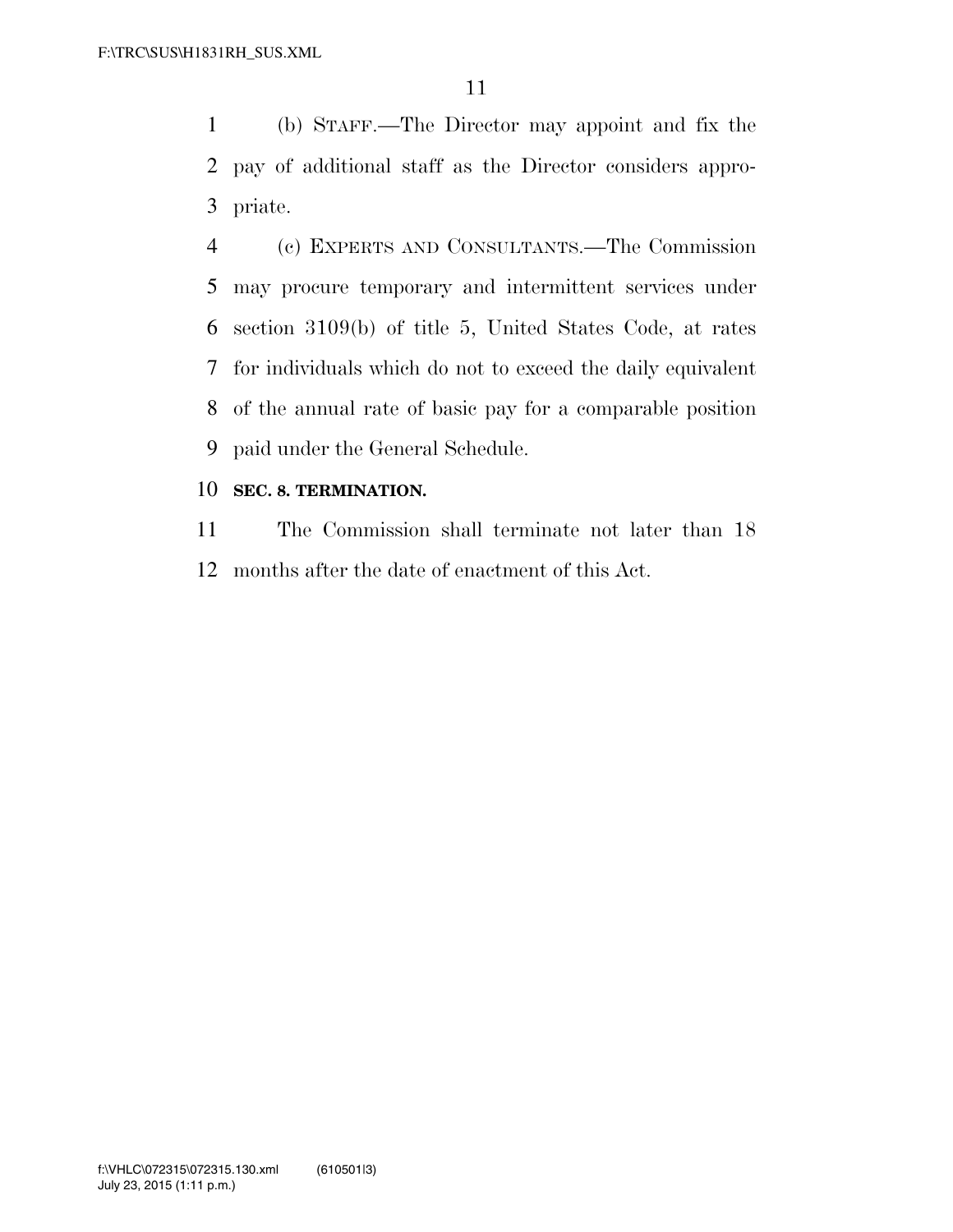(b) STAFF.—The Director may appoint and fix the pay of additional staff as the Director considers appropriate.

(c) EXPERTS AND CONSULTANTS.—The Commission may procure temporary and intermittent services under section 3109(b) of title 5, United States Code, at rates for individuals which do not to exceed the daily equivalent of the annual rate of basic pay for a comparable position paid under the General Schedule.

**SEC. 8. TERMINATION.**

The Commission shall terminate not later than 18 months after the date of enactment of this Act.